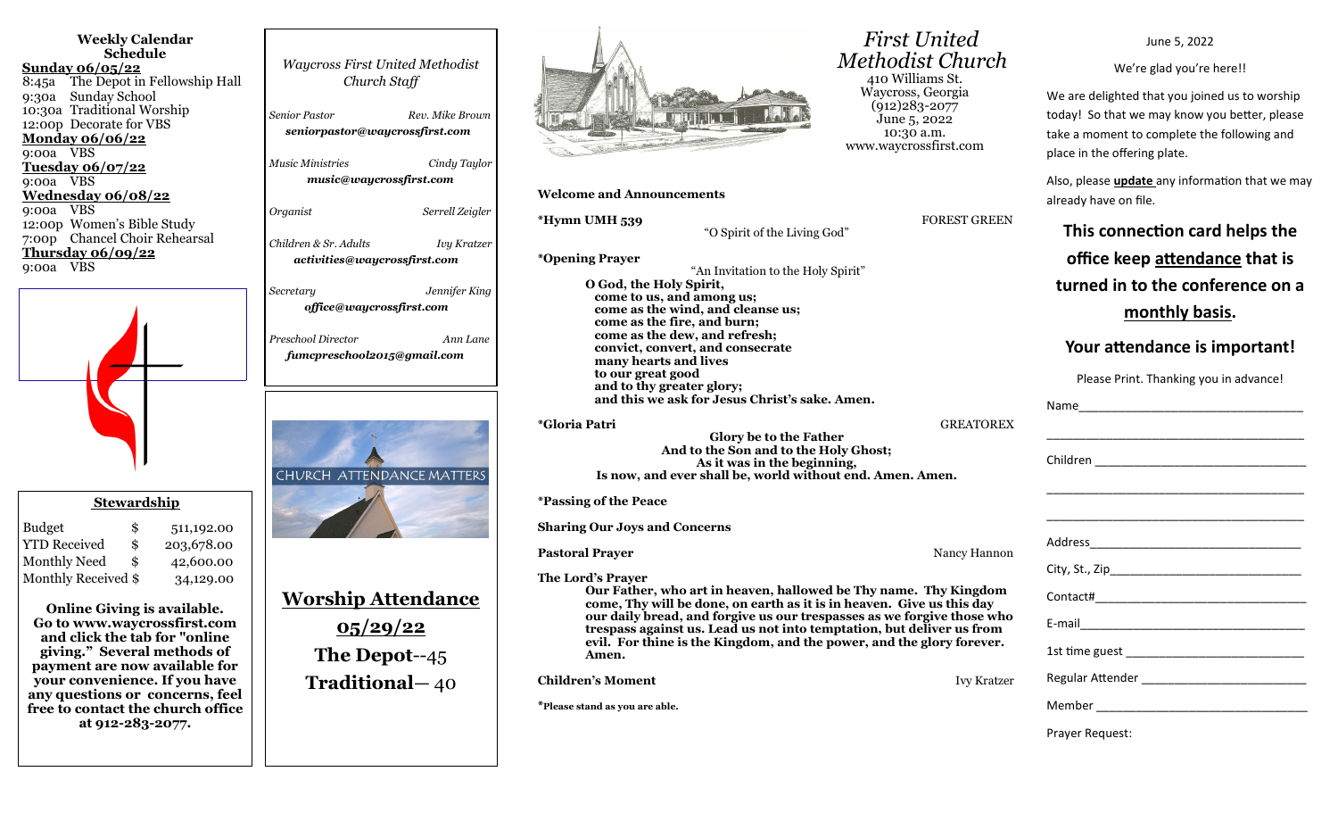## Weekly Calendar Schedule

**Sunday 06/05/22**
8:45a The Depot in Fellowship Hall
9:30a Sunday School
10:30a Traditional Worship
12:00p Decorate for VBS

**Monday 06/06/22**
9:00a VBS

**Tuesday 06/07/22**
9:00a VBS

**Wednesday 06/08/22**
9:00a VBS
12:00p Women's Bible Study
7:00p Chancel Choir Rehearsal

**Thursday 06/09/22**
9:00a VBS

### Stewardship

| | | |
|---|---|---|
| Budget | $ | 511,192.00 |
| YTD Received | $ | 203,678.00 |
| Monthly Need | $ | 42,600.00 |
| Monthly Received | $ | 34,129.00 |

**Online Giving is available. Go to www.waycrossfirst.com and click the tab for "online giving." Several methods of payment are now available for your convenience. If you have any questions or concerns, feel free to contact the church office at 912-283-2077.**

*Waycross First United Methodist Church Staff*

*Senior Pastor* — *Rev. Mike Brown*
***seniorpastor@waycrossfirst.com***

*Music Ministries* — *Cindy Taylor*
***music@waycrossfirst.com***

*Organist* — *Serrell Zeigler*

*Children & Sr. Adults* — *Ivy Kratzer*
***activities@waycrossfirst.com***

*Secretary* — *Jennifer King*
***office@waycrossfirst.com***

*Preschool Director* — *Ann Lane*
***fumcpreschool2015@gmail.com***

CHURCH ATTENDANCE MATTERS

## Worship Attendance

**05/29/22**

**The Depot**--45

**Traditional**— 40

# *First United Methodist Church*

410 Williams St.
Waycross, Georgia
(912)283-2077
June 5, 2022
10:30 a.m.
www.waycrossfirst.com

**Welcome and Announcements**

**\*Hymn UMH 539** — FOREST GREEN
"O Spirit of the Living God"

**\*Opening Prayer**
"An Invitation to the Holy Spirit"

**O God, the Holy Spirit,**
**come to us, and among us;**
**come as the wind, and cleanse us;**
**come as the fire, and burn;**
**come as the dew, and refresh;**
**convict, convert, and consecrate**
**many hearts and lives**
**to our great good**
**and to thy greater glory;**
**and this we ask for Jesus Christ's sake. Amen.**

**\*Gloria Patri** — GREATOREX

**Glory be to the Father**
**And to the Son and to the Holy Ghost;**
**As it was in the beginning,**
**Is now, and ever shall be, world without end. Amen. Amen.**

**\*Passing of the Peace**

**Sharing Our Joys and Concerns**

**Pastoral Prayer** — Nancy Hannon

**The Lord's Prayer**
**Our Father, who art in heaven, hallowed be Thy name. Thy Kingdom come, Thy will be done, on earth as it is in heaven. Give us this day our daily bread, and forgive us our trespasses as we forgive those who trespass against us. Lead us not into temptation, but deliver us from evil. For thine is the Kingdom, and the power, and the glory forever. Amen.**

**Children's Moment** — Ivy Kratzer

**\*Please stand as you are able.**

June 5, 2022

We're glad you're here!!

We are delighted that you joined us to worship today! So that we may know you better, please take a moment to complete the following and place in the offering plate.

Also, please **update** any information that we may already have on file.

**This connection card helps the office keep attendance that is turned in to the conference on a monthly basis.**

**Your attendance is important!**

Please Print. Thanking you in advance!

Name_______________________________

_______________________________

Children _______________________________

_______________________________

_______________________________

Address_______________________________

City, St., Zip_______________________________

Contact#_______________________________

E-mail_______________________________

1st time guest _______________________________

Regular Attender _______________________________

Member _______________________________

Prayer Request: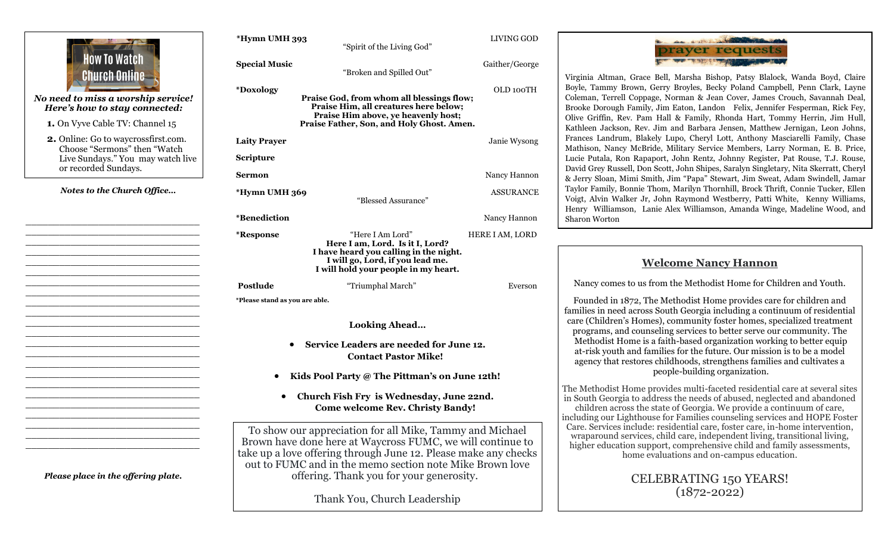**How To Watch Church Online**

***No need to miss a worship service! Here's how to stay connected:***

1. On Vyve Cable TV: Channel 15
2. Online: Go to waycrossfirst.com. Choose "Sermons" then "Watch Live Sundays." You may watch live or recorded Sundays.

***Notes to the Church Office…***

______________________________
______________________________
______________________________
______________________________
______________________________
______________________________
______________________________
______________________________
______________________________
______________________________
______________________________
______________________________
______________________________
______________________________
______________________________
______________________________
______________________________
______________________________
______________________________
______________________________
______________________________
______________________________
______________________________

***Please place in the offering plate.***

**\*Hymn UMH 393** — "Spirit of the Living God" — LIVING GOD

**Special Music** — "Broken and Spilled Out" — Gaither/George

**\*Doxology** — OLD 100TH

**Praise God, from whom all blessings flow;**
**Praise Him, all creatures here below;**
**Praise Him above, ye heavenly host;**
**Praise Father, Son, and Holy Ghost. Amen.**

**Laity Prayer** — Janie Wysong

**Scripture**

**Sermon** — Nancy Hannon

**\*Hymn UMH 369** — "Blessed Assurance" — ASSURANCE

**\*Benediction** — Nancy Hannon

**\*Response** — "Here I Am Lord" — HERE I AM, LORD

**Here I am, Lord. Is it I, Lord?**
**I have heard you calling in the night.**
**I will go, Lord, if you lead me.**
**I will hold your people in my heart.**

**Postlude** — "Triumphal March" — Everson

**\*Please stand as you are able.**

**Looking Ahead…**

- **Service Leaders are needed for June 12. Contact Pastor Mike!**
- **Kids Pool Party @ The Pittman's on June 12th!**
- **Church Fish Fry is Wednesday, June 22nd. Come welcome Rev. Christy Bandy!**

To show our appreciation for all Mike, Tammy and Michael Brown have done here at Waycross FUMC, we will continue to take up a love offering through June 12. Please make any checks out to FUMC and in the memo section note Mike Brown love offering. Thank you for your generosity.

Thank You, Church Leadership

## prayer requests

Virginia Altman, Grace Bell, Marsha Bishop, Patsy Blalock, Wanda Boyd, Claire Boyle, Tammy Brown, Gerry Broyles, Becky Poland Campbell, Penn Clark, Layne Coleman, Terrell Coppage, Norman & Jean Cover, James Crouch, Savannah Deal, Brooke Dorough Family, Jim Eaton, Landon Felix, Jennifer Fesperman, Rick Fey, Olive Griffin, Rev. Pam Hall & Family, Rhonda Hart, Tommy Herrin, Jim Hull, Kathleen Jackson, Rev. Jim and Barbara Jensen, Matthew Jernigan, Leon Johns, Frances Landrum, Blakely Lupo, Cheryl Lott, Anthony Masciarelli Family, Chase Mathison, Nancy McBride, Military Service Members, Larry Norman, E. B. Price, Lucie Putala, Ron Rapaport, John Rentz, Johnny Register, Pat Rouse, T.J. Rouse, David Grey Russell, Don Scott, John Shipes, Saralyn Singletary, Nita Skerratt, Cheryl & Jerry Sloan, Mimi Smith, Jim "Papa" Stewart, Jim Sweat, Adam Swindell, Jamar Taylor Family, Bonnie Thom, Marilyn Thornhill, Brock Thrift, Connie Tucker, Ellen Voigt, Alvin Walker Jr, John Raymond Westberry, Patti White, Kenny Williams, Henry Williamson, Lanie Alex Williamson, Amanda Winge, Madeline Wood, and Sharon Worton

## Welcome Nancy Hannon

Nancy comes to us from the Methodist Home for Children and Youth.

Founded in 1872, The Methodist Home provides care for children and families in need across South Georgia including a continuum of residential care (Children's Homes), community foster homes, specialized treatment programs, and counseling services to better serve our community. The Methodist Home is a faith-based organization working to better equip at-risk youth and families for the future. Our mission is to be a model agency that restores childhoods, strengthens families and cultivates a people-building organization.

The Methodist Home provides multi-faceted residential care at several sites in South Georgia to address the needs of abused, neglected and abandoned children across the state of Georgia. We provide a continuum of care, including our Lighthouse for Families counseling services and HOPE Foster Care. Services include: residential care, foster care, in-home intervention, wraparound services, child care, independent living, transitional living, higher education support, comprehensive child and family assessments, home evaluations and on-campus education.

CELEBRATING 150 YEARS!
(1872-2022)